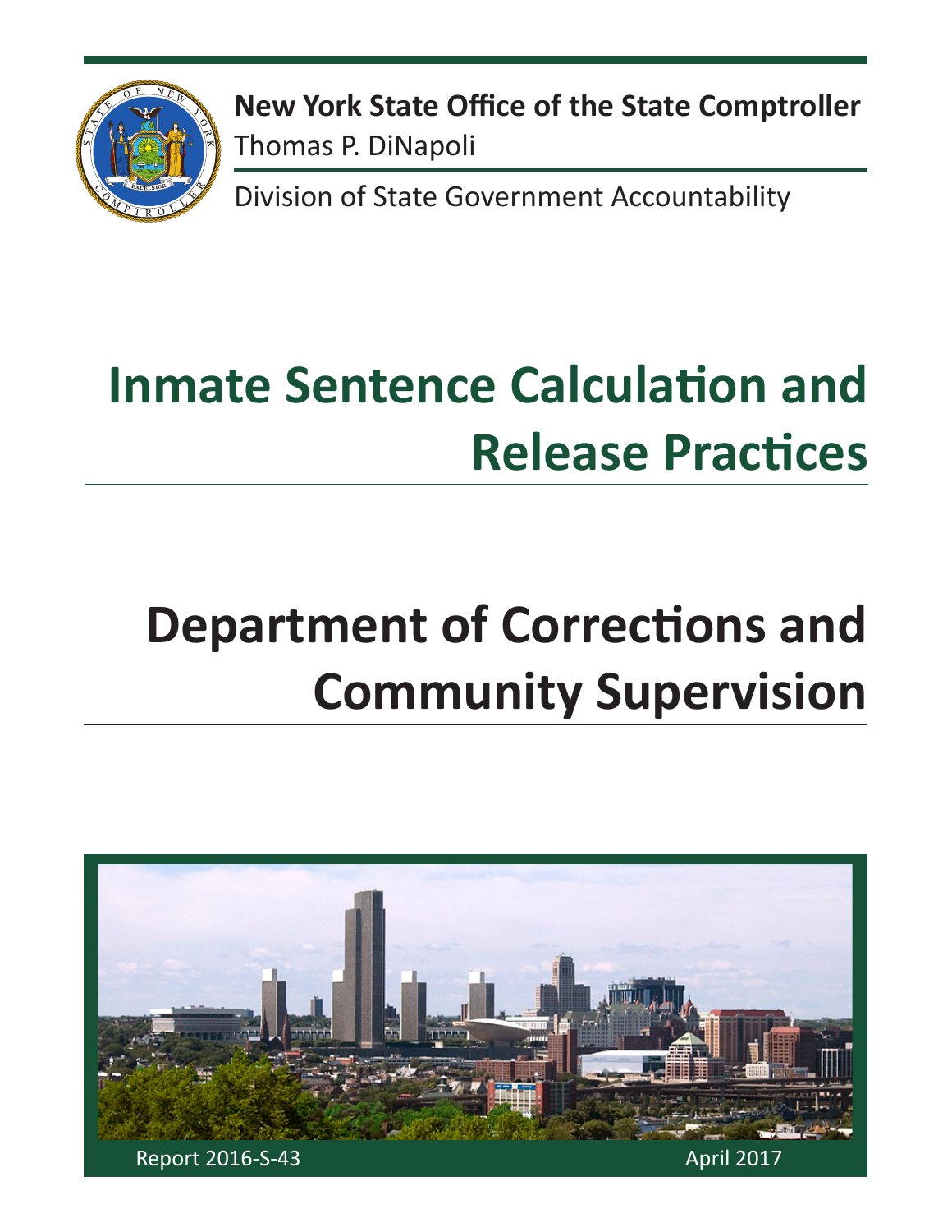**New York State Office of the State Comptroller**
Thomas P. DiNapoli

Division of State Government Accountability

# Inmate Sentence Calculation and Release Practices

# Department of Corrections and Community Supervision

Report 2016-S-43

April 2017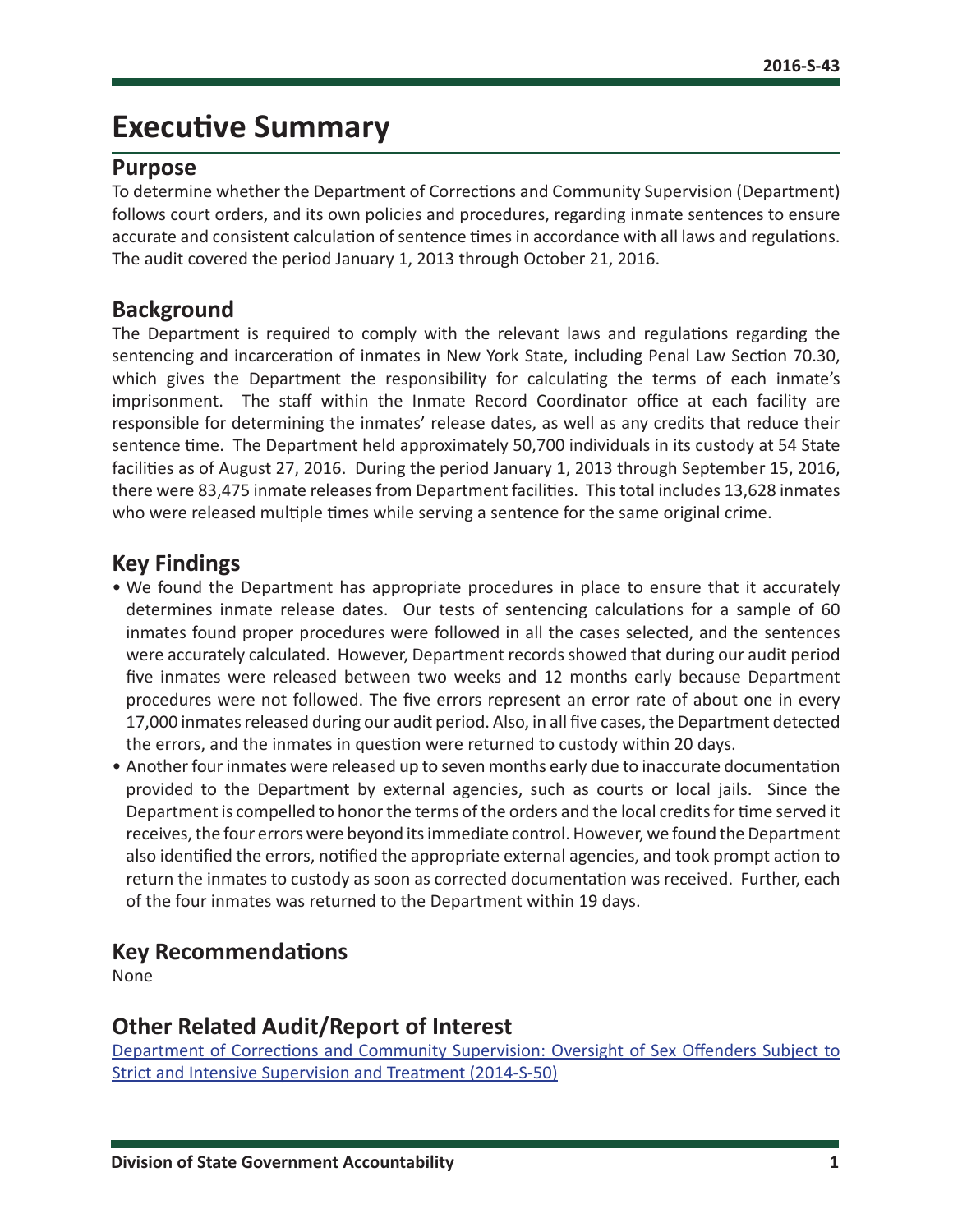# Executive Summary

## Purpose

To determine whether the Department of Corrections and Community Supervision (Department) follows court orders, and its own policies and procedures, regarding inmate sentences to ensure accurate and consistent calculation of sentence times in accordance with all laws and regulations. The audit covered the period January 1, 2013 through October 21, 2016.

## Background

The Department is required to comply with the relevant laws and regulations regarding the sentencing and incarceration of inmates in New York State, including Penal Law Section 70.30, which gives the Department the responsibility for calculating the terms of each inmate's imprisonment. The staff within the Inmate Record Coordinator office at each facility are responsible for determining the inmates' release dates, as well as any credits that reduce their sentence time. The Department held approximately 50,700 individuals in its custody at 54 State facilities as of August 27, 2016. During the period January 1, 2013 through September 15, 2016, there were 83,475 inmate releases from Department facilities. This total includes 13,628 inmates who were released multiple times while serving a sentence for the same original crime.

## Key Findings

- We found the Department has appropriate procedures in place to ensure that it accurately determines inmate release dates. Our tests of sentencing calculations for a sample of 60 inmates found proper procedures were followed in all the cases selected, and the sentences were accurately calculated. However, Department records showed that during our audit period five inmates were released between two weeks and 12 months early because Department procedures were not followed. The five errors represent an error rate of about one in every 17,000 inmates released during our audit period. Also, in all five cases, the Department detected the errors, and the inmates in question were returned to custody within 20 days.
- Another four inmates were released up to seven months early due to inaccurate documentation provided to the Department by external agencies, such as courts or local jails. Since the Department is compelled to honor the terms of the orders and the local credits for time served it receives, the four errors were beyond its immediate control. However, we found the Department also identified the errors, notified the appropriate external agencies, and took prompt action to return the inmates to custody as soon as corrected documentation was received. Further, each of the four inmates was returned to the Department within 19 days.

## Key Recommendations

None

## Other Related Audit/Report of Interest

Department of Corrections and Community Supervision: Oversight of Sex Offenders Subject to Strict and Intensive Supervision and Treatment (2014-S-50)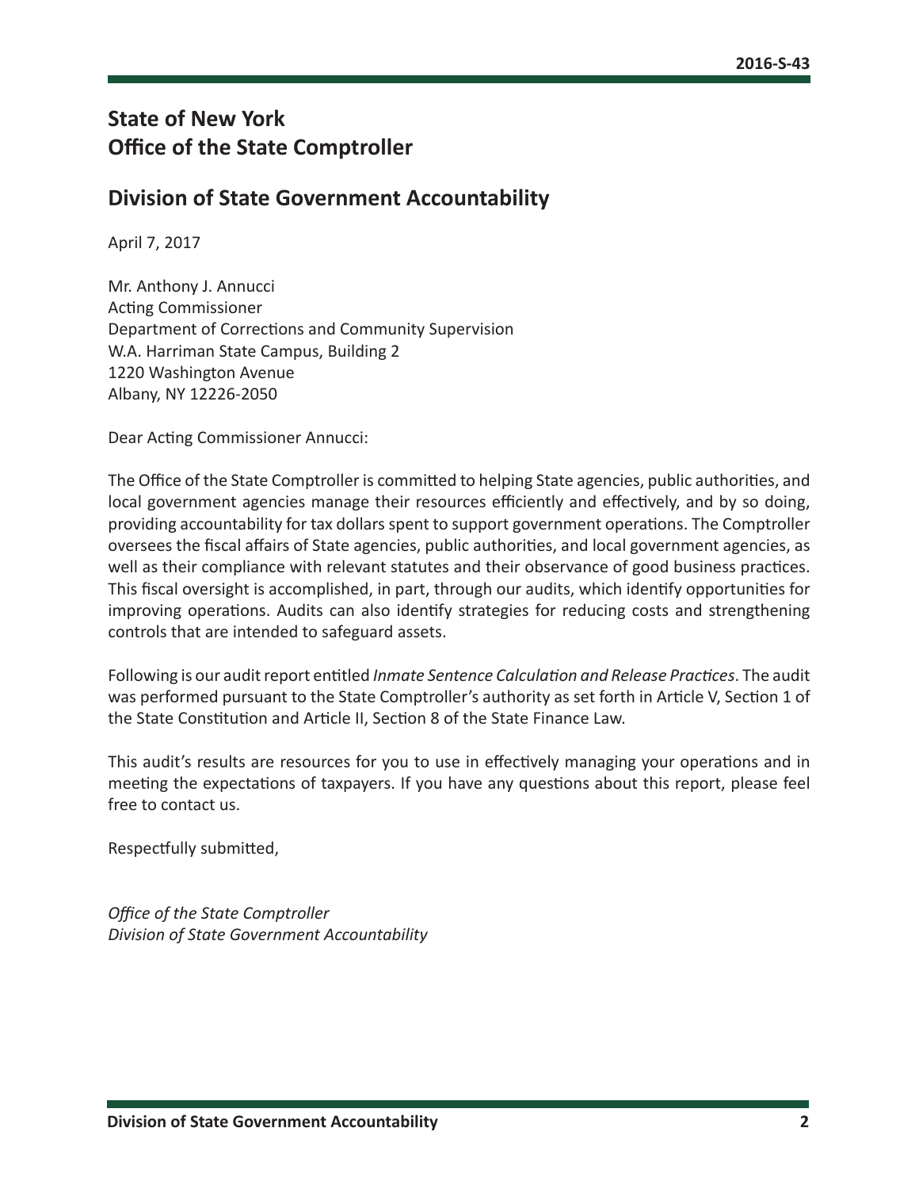# State of New York
# Office of the State Comptroller

## Division of State Government Accountability

April 7, 2017

Mr. Anthony J. Annucci
Acting Commissioner
Department of Corrections and Community Supervision
W.A. Harriman State Campus, Building 2
1220 Washington Avenue
Albany, NY 12226-2050

Dear Acting Commissioner Annucci:

The Office of the State Comptroller is committed to helping State agencies, public authorities, and local government agencies manage their resources efficiently and effectively, and by so doing, providing accountability for tax dollars spent to support government operations. The Comptroller oversees the fiscal affairs of State agencies, public authorities, and local government agencies, as well as their compliance with relevant statutes and their observance of good business practices. This fiscal oversight is accomplished, in part, through our audits, which identify opportunities for improving operations. Audits can also identify strategies for reducing costs and strengthening controls that are intended to safeguard assets.

Following is our audit report entitled *Inmate Sentence Calculation and Release Practices*. The audit was performed pursuant to the State Comptroller's authority as set forth in Article V, Section 1 of the State Constitution and Article II, Section 8 of the State Finance Law.

This audit's results are resources for you to use in effectively managing your operations and in meeting the expectations of taxpayers. If you have any questions about this report, please feel free to contact us.

Respectfully submitted,

*Office of the State Comptroller*
*Division of State Government Accountability*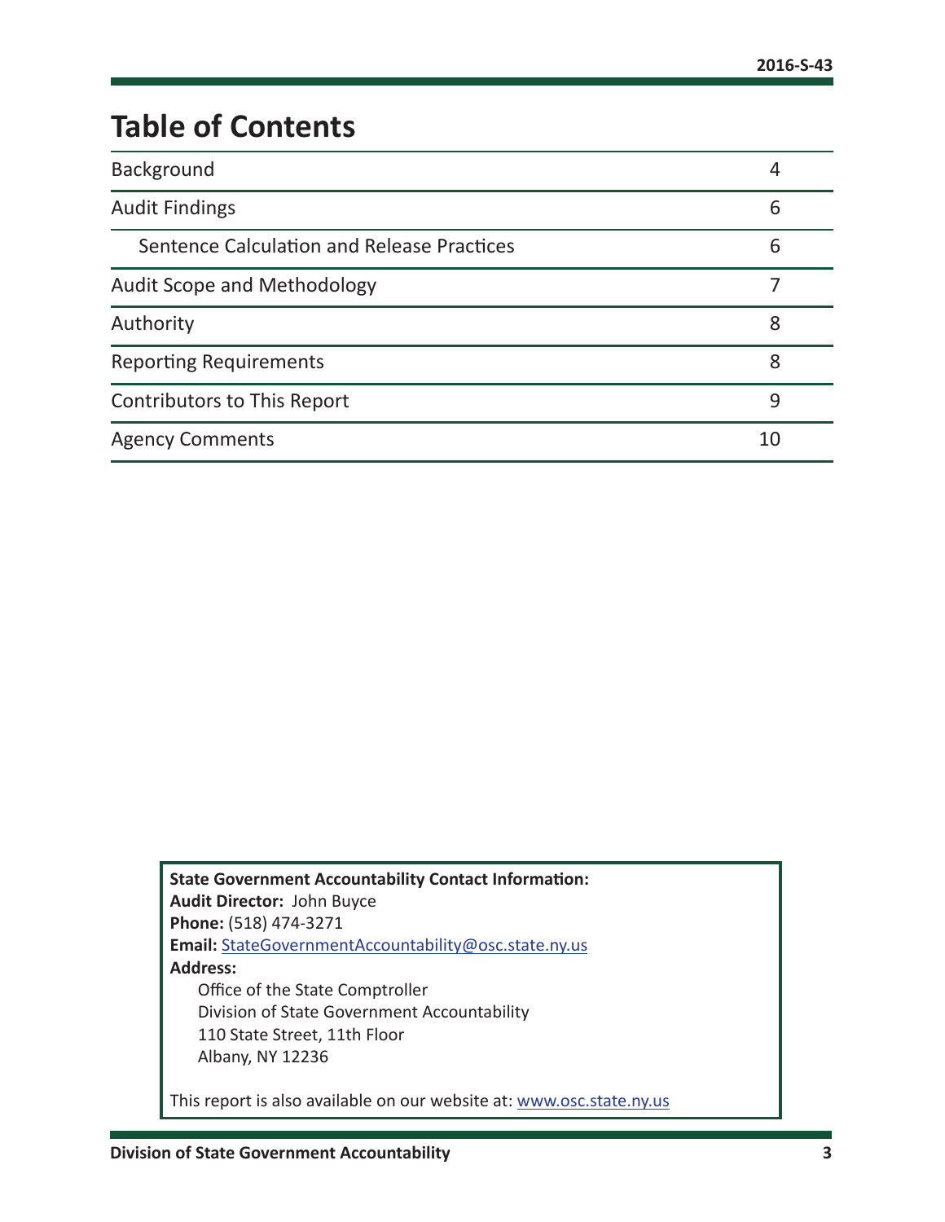# Table of Contents

| | |
|---|---|
| Background | 4 |
| Audit Findings | 6 |
| Sentence Calculation and Release Practices | 6 |
| Audit Scope and Methodology | 7 |
| Authority | 8 |
| Reporting Requirements | 8 |
| Contributors to This Report | 9 |
| Agency Comments | 10 |

**State Government Accountability Contact Information:**
**Audit Director:** John Buyce
**Phone:** (518) 474-3271
**Email:** StateGovernmentAccountability@osc.state.ny.us
**Address:**
Office of the State Comptroller
Division of State Government Accountability
110 State Street, 11th Floor
Albany, NY 12236

This report is also available on our website at: www.osc.state.ny.us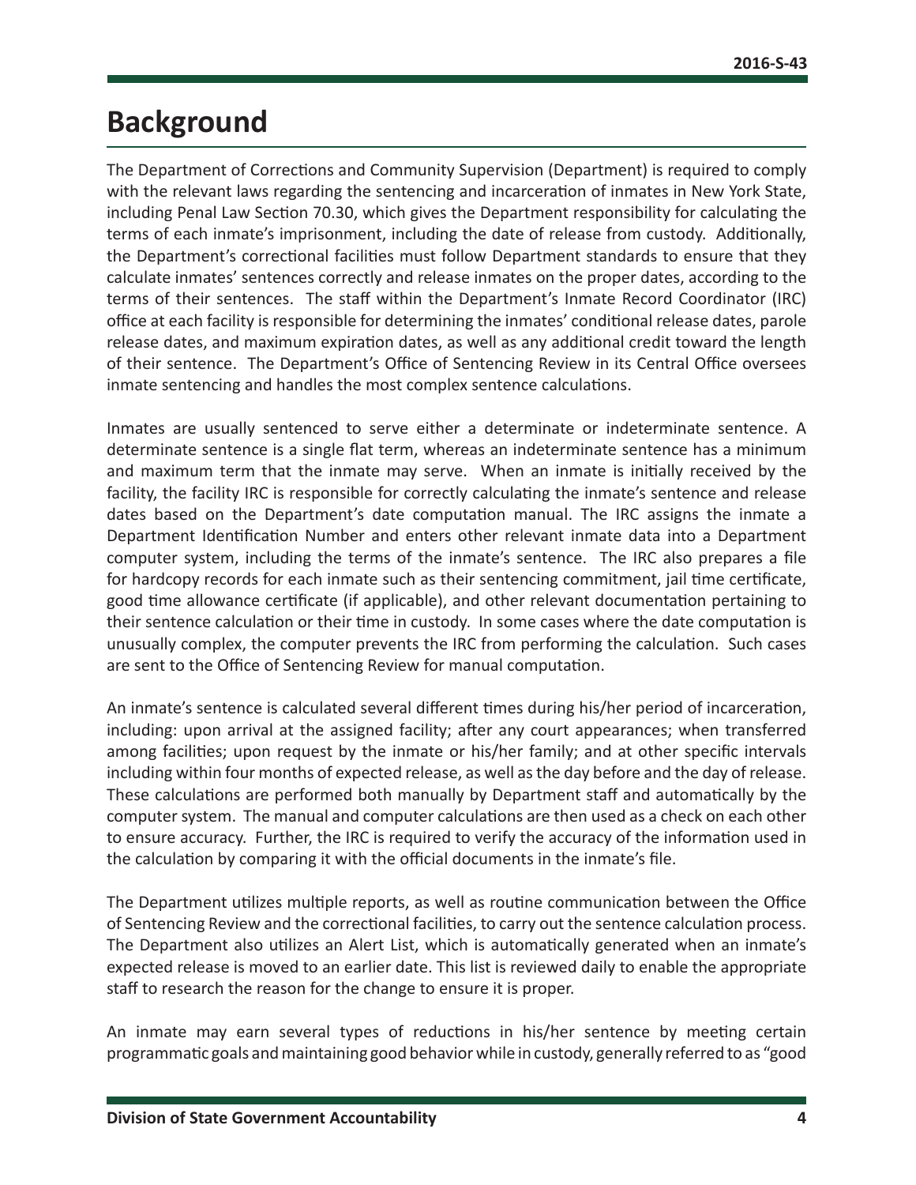# Background

The Department of Corrections and Community Supervision (Department) is required to comply with the relevant laws regarding the sentencing and incarceration of inmates in New York State, including Penal Law Section 70.30, which gives the Department responsibility for calculating the terms of each inmate's imprisonment, including the date of release from custody. Additionally, the Department's correctional facilities must follow Department standards to ensure that they calculate inmates' sentences correctly and release inmates on the proper dates, according to the terms of their sentences. The staff within the Department's Inmate Record Coordinator (IRC) office at each facility is responsible for determining the inmates' conditional release dates, parole release dates, and maximum expiration dates, as well as any additional credit toward the length of their sentence. The Department's Office of Sentencing Review in its Central Office oversees inmate sentencing and handles the most complex sentence calculations.

Inmates are usually sentenced to serve either a determinate or indeterminate sentence. A determinate sentence is a single flat term, whereas an indeterminate sentence has a minimum and maximum term that the inmate may serve. When an inmate is initially received by the facility, the facility IRC is responsible for correctly calculating the inmate's sentence and release dates based on the Department's date computation manual. The IRC assigns the inmate a Department Identification Number and enters other relevant inmate data into a Department computer system, including the terms of the inmate's sentence. The IRC also prepares a file for hardcopy records for each inmate such as their sentencing commitment, jail time certificate, good time allowance certificate (if applicable), and other relevant documentation pertaining to their sentence calculation or their time in custody. In some cases where the date computation is unusually complex, the computer prevents the IRC from performing the calculation. Such cases are sent to the Office of Sentencing Review for manual computation.

An inmate's sentence is calculated several different times during his/her period of incarceration, including: upon arrival at the assigned facility; after any court appearances; when transferred among facilities; upon request by the inmate or his/her family; and at other specific intervals including within four months of expected release, as well as the day before and the day of release. These calculations are performed both manually by Department staff and automatically by the computer system. The manual and computer calculations are then used as a check on each other to ensure accuracy. Further, the IRC is required to verify the accuracy of the information used in the calculation by comparing it with the official documents in the inmate's file.

The Department utilizes multiple reports, as well as routine communication between the Office of Sentencing Review and the correctional facilities, to carry out the sentence calculation process. The Department also utilizes an Alert List, which is automatically generated when an inmate's expected release is moved to an earlier date. This list is reviewed daily to enable the appropriate staff to research the reason for the change to ensure it is proper.

An inmate may earn several types of reductions in his/her sentence by meeting certain programmatic goals and maintaining good behavior while in custody, generally referred to as "good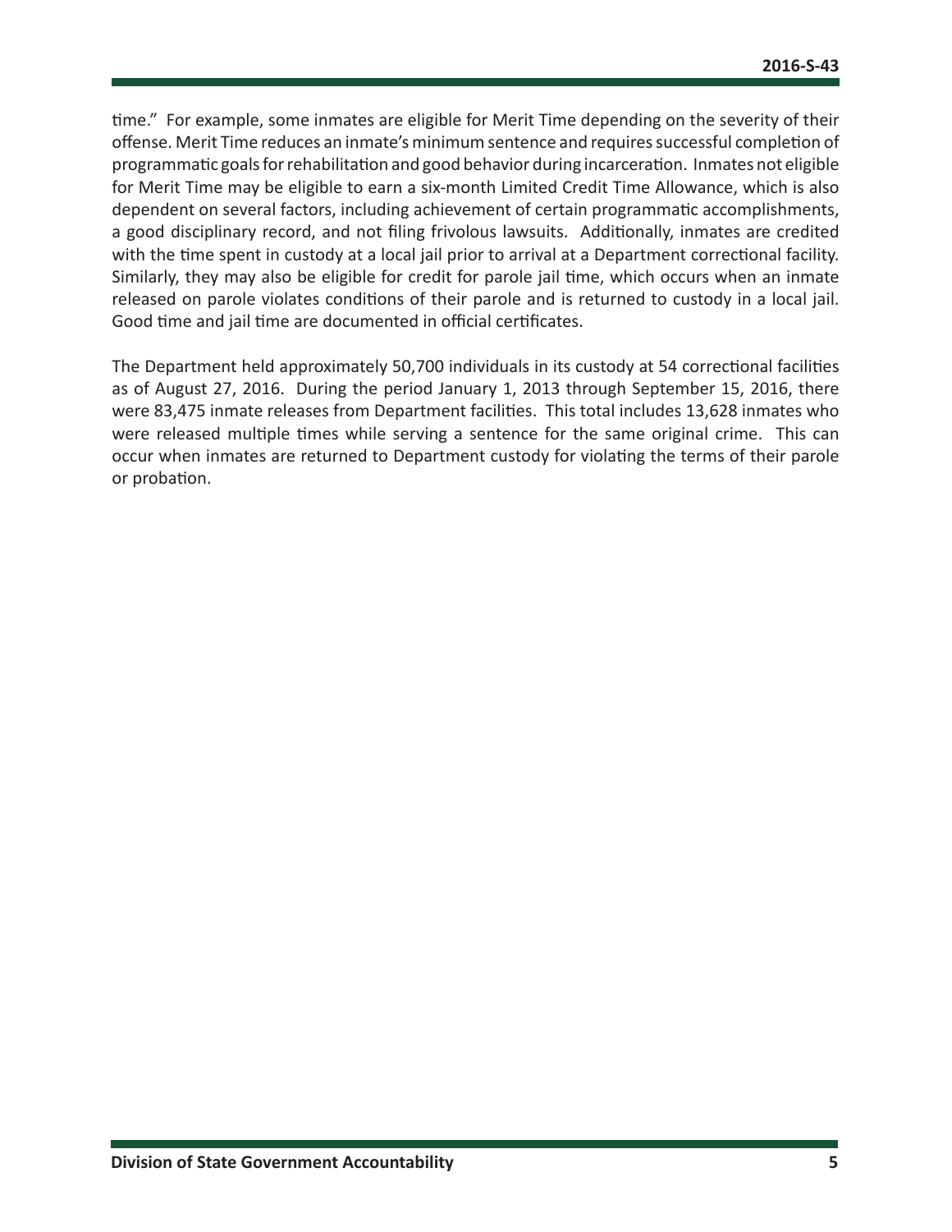time." For example, some inmates are eligible for Merit Time depending on the severity of their offense. Merit Time reduces an inmate's minimum sentence and requires successful completion of programmatic goals for rehabilitation and good behavior during incarceration. Inmates not eligible for Merit Time may be eligible to earn a six-month Limited Credit Time Allowance, which is also dependent on several factors, including achievement of certain programmatic accomplishments, a good disciplinary record, and not filing frivolous lawsuits. Additionally, inmates are credited with the time spent in custody at a local jail prior to arrival at a Department correctional facility. Similarly, they may also be eligible for credit for parole jail time, which occurs when an inmate released on parole violates conditions of their parole and is returned to custody in a local jail. Good time and jail time are documented in official certificates.

The Department held approximately 50,700 individuals in its custody at 54 correctional facilities as of August 27, 2016. During the period January 1, 2013 through September 15, 2016, there were 83,475 inmate releases from Department facilities. This total includes 13,628 inmates who were released multiple times while serving a sentence for the same original crime. This can occur when inmates are returned to Department custody for violating the terms of their parole or probation.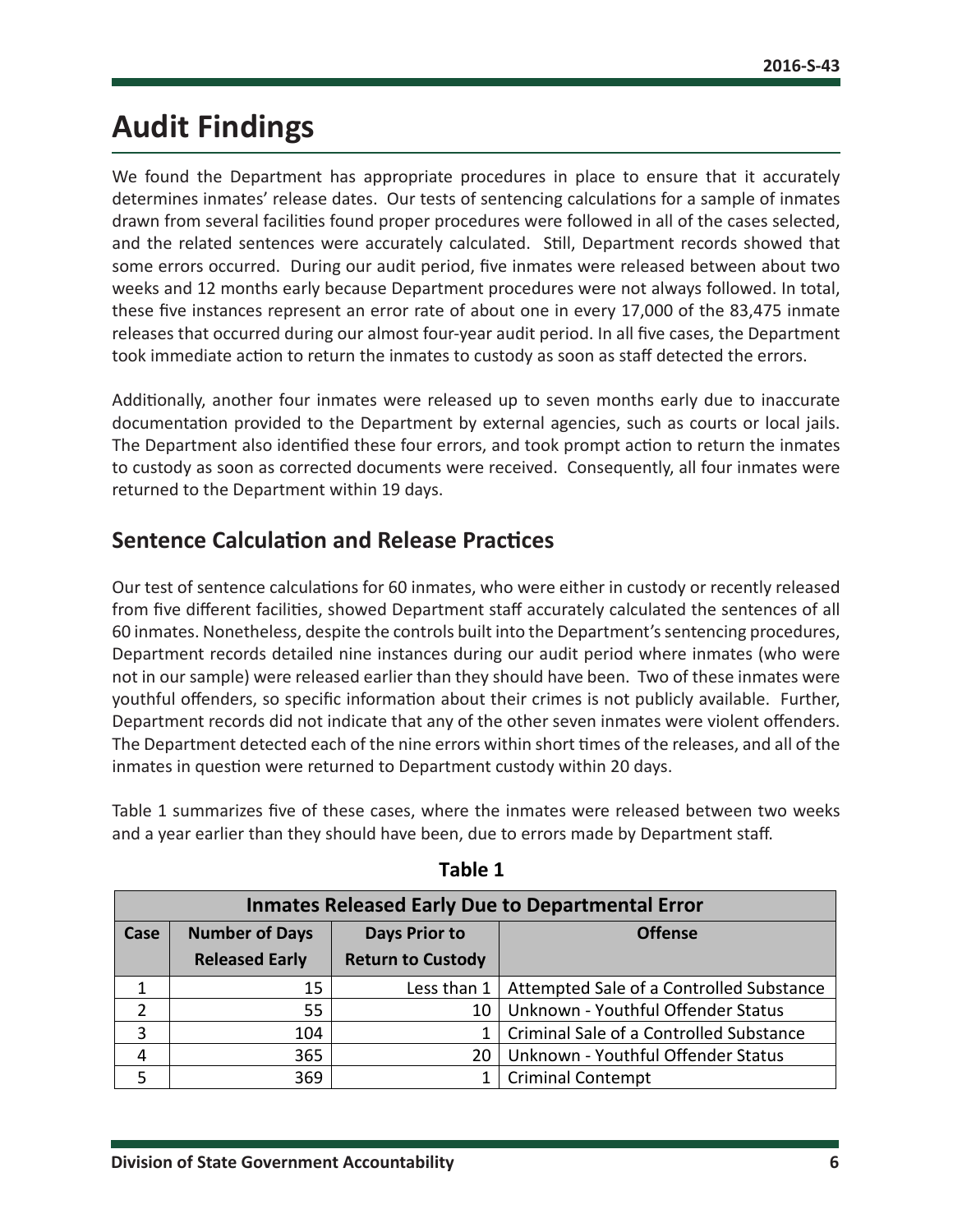# Audit Findings

We found the Department has appropriate procedures in place to ensure that it accurately determines inmates' release dates. Our tests of sentencing calculations for a sample of inmates drawn from several facilities found proper procedures were followed in all of the cases selected, and the related sentences were accurately calculated. Still, Department records showed that some errors occurred. During our audit period, five inmates were released between about two weeks and 12 months early because Department procedures were not always followed. In total, these five instances represent an error rate of about one in every 17,000 of the 83,475 inmate releases that occurred during our almost four-year audit period. In all five cases, the Department took immediate action to return the inmates to custody as soon as staff detected the errors.

Additionally, another four inmates were released up to seven months early due to inaccurate documentation provided to the Department by external agencies, such as courts or local jails. The Department also identified these four errors, and took prompt action to return the inmates to custody as soon as corrected documents were received. Consequently, all four inmates were returned to the Department within 19 days.

## Sentence Calculation and Release Practices

Our test of sentence calculations for 60 inmates, who were either in custody or recently released from five different facilities, showed Department staff accurately calculated the sentences of all 60 inmates. Nonetheless, despite the controls built into the Department's sentencing procedures, Department records detailed nine instances during our audit period where inmates (who were not in our sample) were released earlier than they should have been. Two of these inmates were youthful offenders, so specific information about their crimes is not publicly available. Further, Department records did not indicate that any of the other seven inmates were violent offenders. The Department detected each of the nine errors within short times of the releases, and all of the inmates in question were returned to Department custody within 20 days.

Table 1 summarizes five of these cases, where the inmates were released between two weeks and a year earlier than they should have been, due to errors made by Department staff.

**Table 1**

| Inmates Released Early Due to Departmental Error | | | |
|---|---|---|---|
| **Case** | **Number of Days Released Early** | **Days Prior to Return to Custody** | **Offense** |
| 1 | 15 | Less than 1 | Attempted Sale of a Controlled Substance |
| 2 | 55 | 10 | Unknown - Youthful Offender Status |
| 3 | 104 | 1 | Criminal Sale of a Controlled Substance |
| 4 | 365 | 20 | Unknown - Youthful Offender Status |
| 5 | 369 | 1 | Criminal Contempt |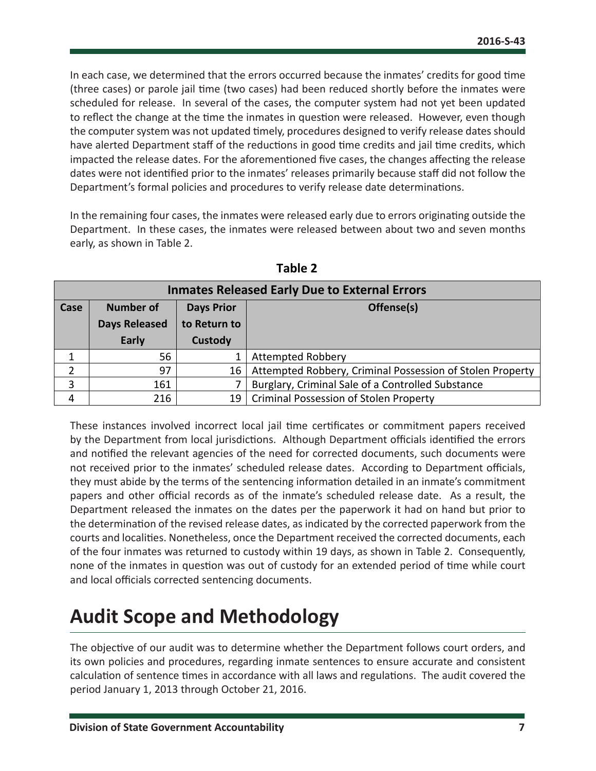In each case, we determined that the errors occurred because the inmates' credits for good time (three cases) or parole jail time (two cases) had been reduced shortly before the inmates were scheduled for release. In several of the cases, the computer system had not yet been updated to reflect the change at the time the inmates in question were released. However, even though the computer system was not updated timely, procedures designed to verify release dates should have alerted Department staff of the reductions in good time credits and jail time credits, which impacted the release dates. For the aforementioned five cases, the changes affecting the release dates were not identified prior to the inmates' releases primarily because staff did not follow the Department's formal policies and procedures to verify release date determinations.

In the remaining four cases, the inmates were released early due to errors originating outside the Department. In these cases, the inmates were released between about two and seven months early, as shown in Table 2.

**Table 2**

| Inmates Released Early Due to External Errors | | | |
|---|---|---|---|
| **Case** | **Number of Days Released Early** | **Days Prior to Return to Custody** | **Offense(s)** |
| 1 | 56 | 1 | Attempted Robbery |
| 2 | 97 | 16 | Attempted Robbery, Criminal Possession of Stolen Property |
| 3 | 161 | 7 | Burglary, Criminal Sale of a Controlled Substance |
| 4 | 216 | 19 | Criminal Possession of Stolen Property |

These instances involved incorrect local jail time certificates or commitment papers received by the Department from local jurisdictions. Although Department officials identified the errors and notified the relevant agencies of the need for corrected documents, such documents were not received prior to the inmates' scheduled release dates. According to Department officials, they must abide by the terms of the sentencing information detailed in an inmate's commitment papers and other official records as of the inmate's scheduled release date. As a result, the Department released the inmates on the dates per the paperwork it had on hand but prior to the determination of the revised release dates, as indicated by the corrected paperwork from the courts and localities. Nonetheless, once the Department received the corrected documents, each of the four inmates was returned to custody within 19 days, as shown in Table 2. Consequently, none of the inmates in question was out of custody for an extended period of time while court and local officials corrected sentencing documents.

# Audit Scope and Methodology

The objective of our audit was to determine whether the Department follows court orders, and its own policies and procedures, regarding inmate sentences to ensure accurate and consistent calculation of sentence times in accordance with all laws and regulations. The audit covered the period January 1, 2013 through October 21, 2016.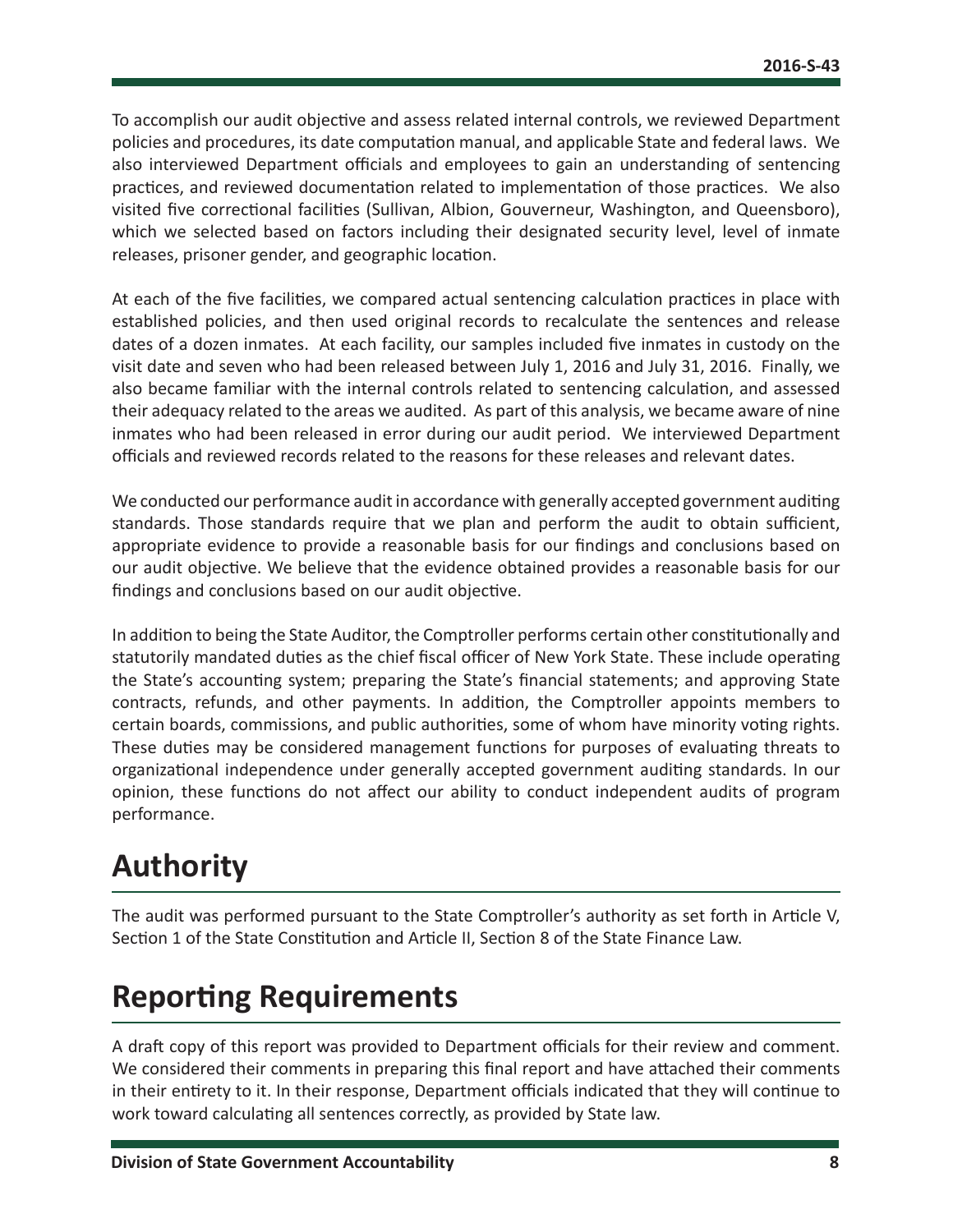To accomplish our audit objective and assess related internal controls, we reviewed Department policies and procedures, its date computation manual, and applicable State and federal laws. We also interviewed Department officials and employees to gain an understanding of sentencing practices, and reviewed documentation related to implementation of those practices. We also visited five correctional facilities (Sullivan, Albion, Gouverneur, Washington, and Queensboro), which we selected based on factors including their designated security level, level of inmate releases, prisoner gender, and geographic location.

At each of the five facilities, we compared actual sentencing calculation practices in place with established policies, and then used original records to recalculate the sentences and release dates of a dozen inmates. At each facility, our samples included five inmates in custody on the visit date and seven who had been released between July 1, 2016 and July 31, 2016. Finally, we also became familiar with the internal controls related to sentencing calculation, and assessed their adequacy related to the areas we audited. As part of this analysis, we became aware of nine inmates who had been released in error during our audit period. We interviewed Department officials and reviewed records related to the reasons for these releases and relevant dates.

We conducted our performance audit in accordance with generally accepted government auditing standards. Those standards require that we plan and perform the audit to obtain sufficient, appropriate evidence to provide a reasonable basis for our findings and conclusions based on our audit objective. We believe that the evidence obtained provides a reasonable basis for our findings and conclusions based on our audit objective.

In addition to being the State Auditor, the Comptroller performs certain other constitutionally and statutorily mandated duties as the chief fiscal officer of New York State. These include operating the State's accounting system; preparing the State's financial statements; and approving State contracts, refunds, and other payments. In addition, the Comptroller appoints members to certain boards, commissions, and public authorities, some of whom have minority voting rights. These duties may be considered management functions for purposes of evaluating threats to organizational independence under generally accepted government auditing standards. In our opinion, these functions do not affect our ability to conduct independent audits of program performance.

# Authority

The audit was performed pursuant to the State Comptroller's authority as set forth in Article V, Section 1 of the State Constitution and Article II, Section 8 of the State Finance Law.

# Reporting Requirements

A draft copy of this report was provided to Department officials for their review and comment. We considered their comments in preparing this final report and have attached their comments in their entirety to it. In their response, Department officials indicated that they will continue to work toward calculating all sentences correctly, as provided by State law.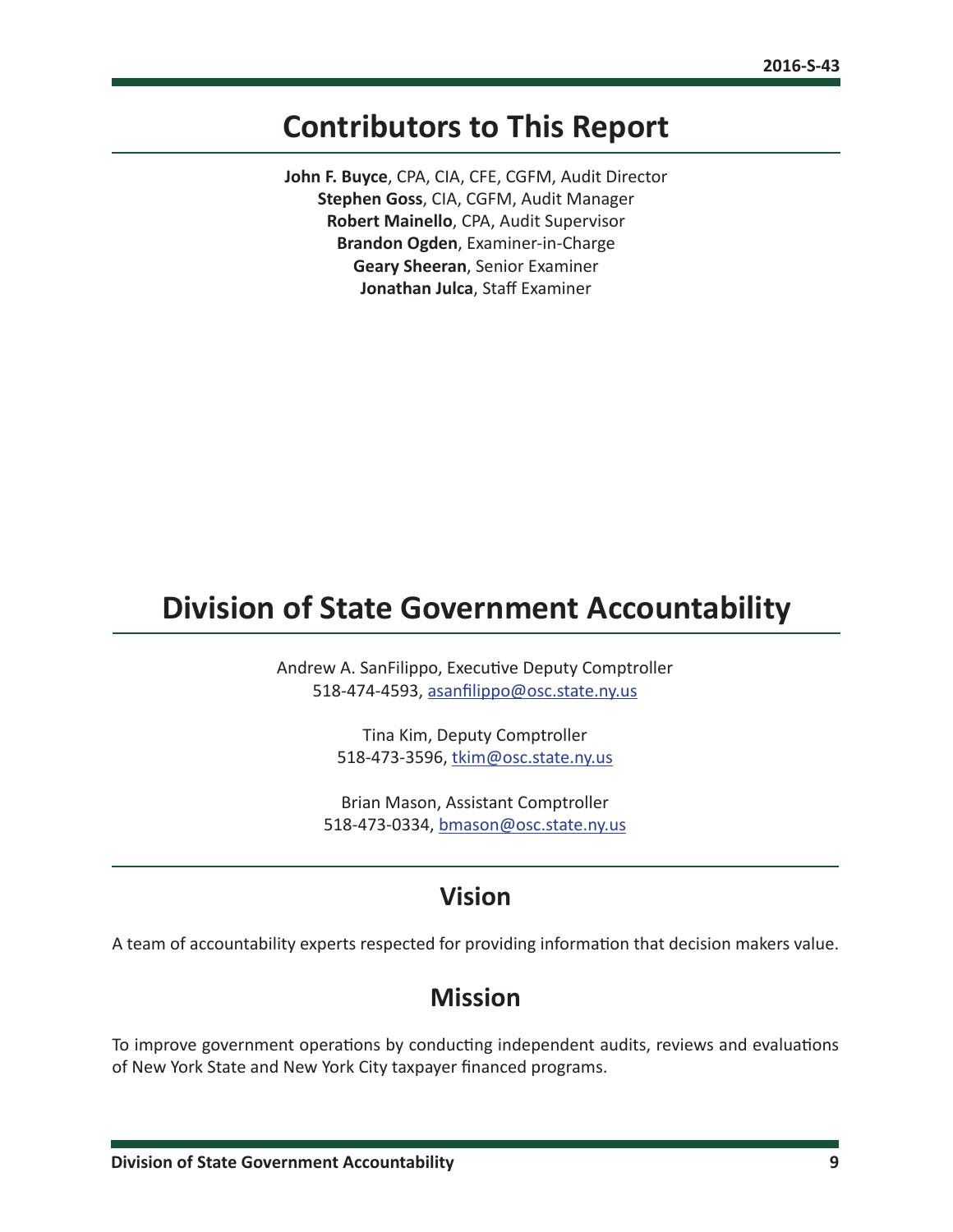# Contributors to This Report

**John F. Buyce**, CPA, CIA, CFE, CGFM, Audit Director
**Stephen Goss**, CIA, CGFM, Audit Manager
**Robert Mainello**, CPA, Audit Supervisor
**Brandon Ogden**, Examiner-in-Charge
**Geary Sheeran**, Senior Examiner
**Jonathan Julca**, Staff Examiner

# Division of State Government Accountability

Andrew A. SanFilippo, Executive Deputy Comptroller
518-474-4593, asanfilippo@osc.state.ny.us

Tina Kim, Deputy Comptroller
518-473-3596, tkim@osc.state.ny.us

Brian Mason, Assistant Comptroller
518-473-0334, bmason@osc.state.ny.us

## Vision

A team of accountability experts respected for providing information that decision makers value.

## Mission

To improve government operations by conducting independent audits, reviews and evaluations of New York State and New York City taxpayer financed programs.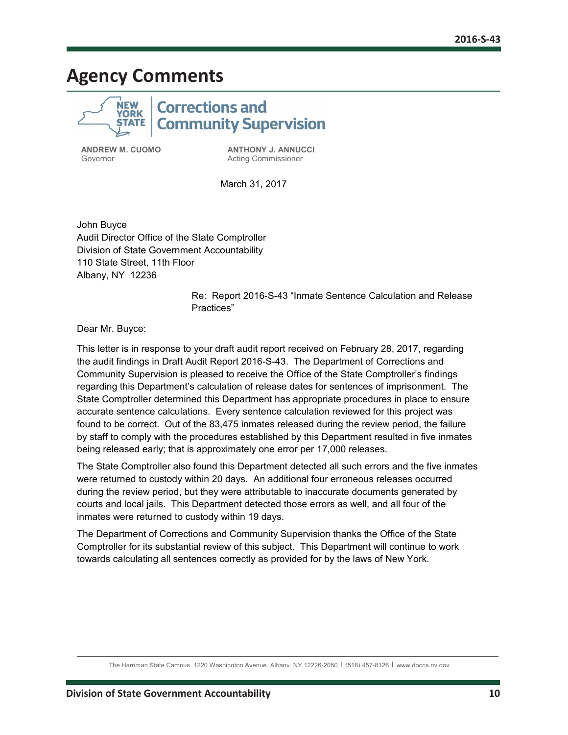# Agency Comments

**Corrections and Community Supervision**

**ANDREW M. CUOMO**
Governor

**ANTHONY J. ANNUCCI**
Acting Commissioner

March 31, 2017

John Buyce
Audit Director Office of the State Comptroller
Division of State Government Accountability
110 State Street, 11th Floor
Albany, NY 12236

Re: Report 2016-S-43 “Inmate Sentence Calculation and Release Practices”

Dear Mr. Buyce:

This letter is in response to your draft audit report received on February 28, 2017, regarding the audit findings in Draft Audit Report 2016-S-43. The Department of Corrections and Community Supervision is pleased to receive the Office of the State Comptroller’s findings regarding this Department’s calculation of release dates for sentences of imprisonment. The State Comptroller determined this Department has appropriate procedures in place to ensure accurate sentence calculations. Every sentence calculation reviewed for this project was found to be correct. Out of the 83,475 inmates released during the review period, the failure by staff to comply with the procedures established by this Department resulted in five inmates being released early; that is approximately one error per 17,000 releases.

The State Comptroller also found this Department detected all such errors and the five inmates were returned to custody within 20 days. An additional four erroneous releases occurred during the review period, but they were attributable to inaccurate documents generated by courts and local jails. This Department detected those errors as well, and all four of the inmates were returned to custody within 19 days.

The Department of Corrections and Community Supervision thanks the Office of the State Comptroller for its substantial review of this subject. This Department will continue to work towards calculating all sentences correctly as provided for by the laws of New York.

The Harriman State Campus, 1220 Washington Avenue, Albany, NY 12226-2050 | (518) 457-8126 | www.doccs.ny.gov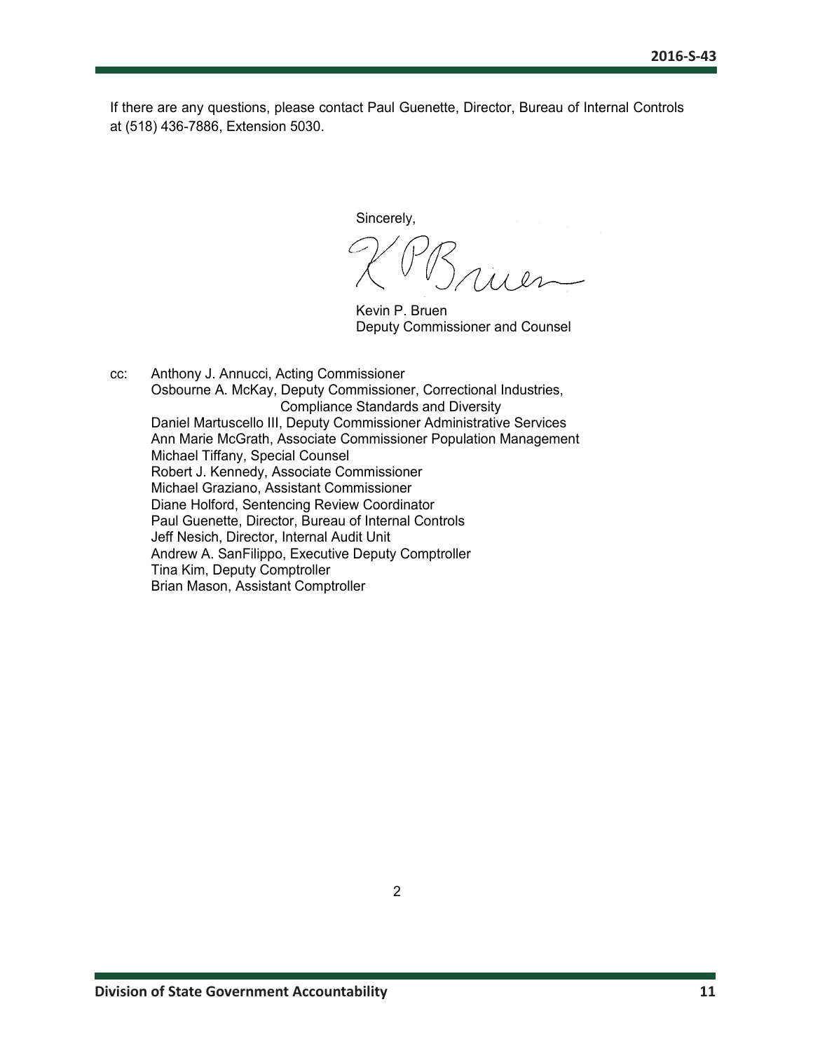If there are any questions, please contact Paul Guenette, Director, Bureau of Internal Controls at (518) 436-7886, Extension 5030.

Sincerely,

Kevin P. Bruen
Deputy Commissioner and Counsel

cc: Anthony J. Annucci, Acting Commissioner
Osbourne A. McKay, Deputy Commissioner, Correctional Industries, Compliance Standards and Diversity
Daniel Martuscello III, Deputy Commissioner Administrative Services
Ann Marie McGrath, Associate Commissioner Population Management
Michael Tiffany, Special Counsel
Robert J. Kennedy, Associate Commissioner
Michael Graziano, Assistant Commissioner
Diane Holford, Sentencing Review Coordinator
Paul Guenette, Director, Bureau of Internal Controls
Jeff Nesich, Director, Internal Audit Unit
Andrew A. SanFilippo, Executive Deputy Comptroller
Tina Kim, Deputy Comptroller
Brian Mason, Assistant Comptroller